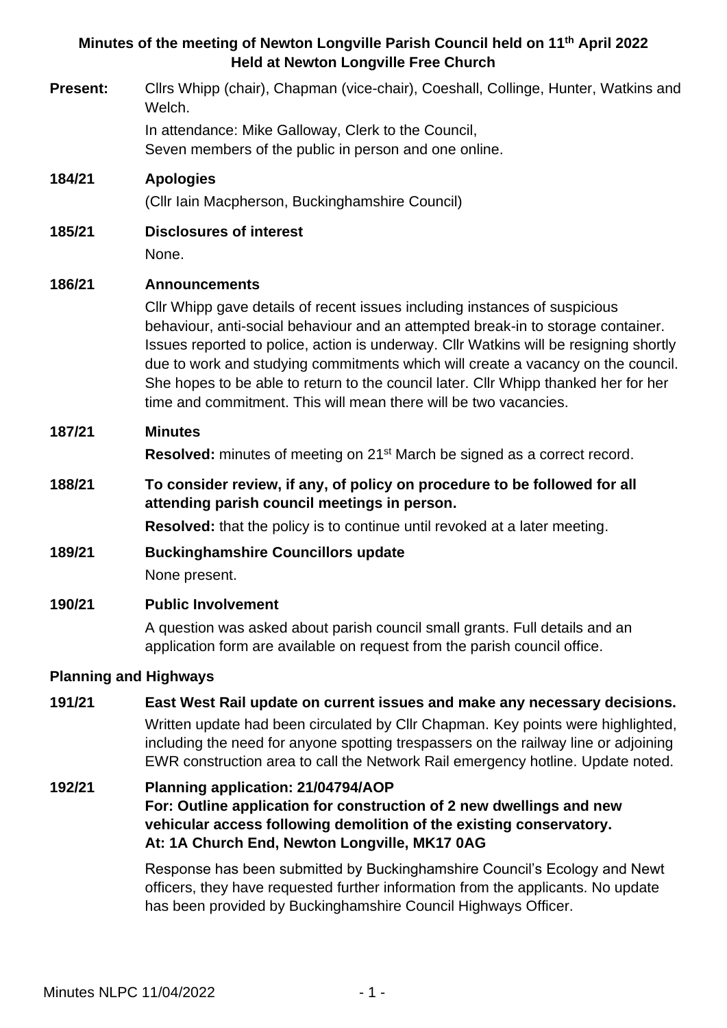**Minutes of the meeting of Newton Longville Parish Council held on 11th April 2022**
**Held at Newton Longville Free Church**

**Present:** Cllrs Whipp (chair), Chapman (vice-chair), Coeshall, Collinge, Hunter, Watkins and Welch.

In attendance: Mike Galloway, Clerk to the Council,
Seven members of the public in person and one online.

**184/21 Apologies**

(Cllr Iain Macpherson, Buckinghamshire Council)

**185/21 Disclosures of interest**

None.

**186/21 Announcements**

Cllr Whipp gave details of recent issues including instances of suspicious behaviour, anti-social behaviour and an attempted break-in to storage container. Issues reported to police, action is underway. Cllr Watkins will be resigning shortly due to work and studying commitments which will create a vacancy on the council. She hopes to be able to return to the council later. Cllr Whipp thanked her for her time and commitment. This will mean there will be two vacancies.

**187/21 Minutes**

**Resolved:** minutes of meeting on 21st March be signed as a correct record.

**188/21 To consider review, if any, of policy on procedure to be followed for all attending parish council meetings in person.**

**Resolved:** that the policy is to continue until revoked at a later meeting.

**189/21 Buckinghamshire Councillors update**

None present.

**190/21 Public Involvement**

A question was asked about parish council small grants. Full details and an application form are available on request from the parish council office.

**Planning and Highways**

**191/21 East West Rail update on current issues and make any necessary decisions.**

Written update had been circulated by Cllr Chapman. Key points were highlighted, including the need for anyone spotting trespassers on the railway line or adjoining EWR construction area to call the Network Rail emergency hotline. Update noted.

**192/21 Planning application: 21/04794/AOP**
**For: Outline application for construction of 2 new dwellings and new vehicular access following demolition of the existing conservatory.**
**At: 1A Church End, Newton Longville, MK17 0AG**

Response has been submitted by Buckinghamshire Council's Ecology and Newt officers, they have requested further information from the applicants. No update has been provided by Buckinghamshire Council Highways Officer.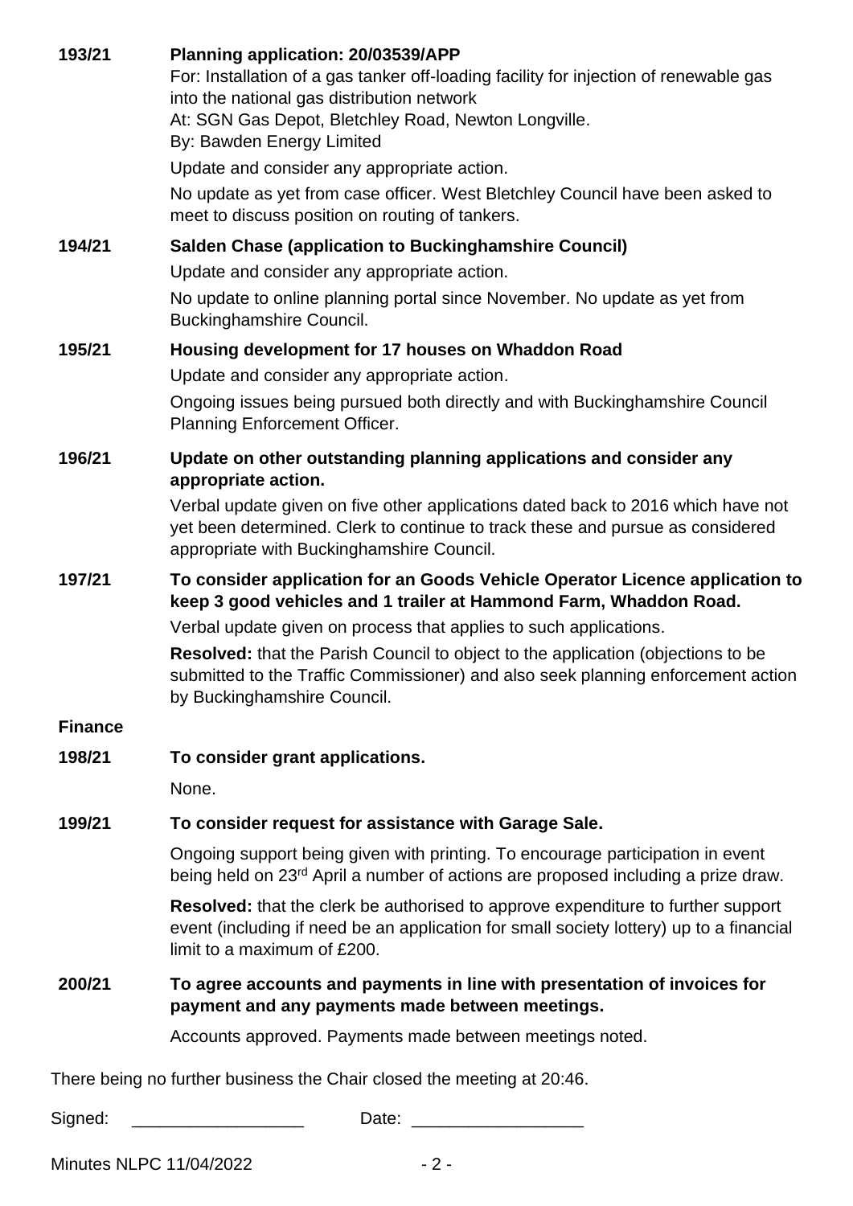**193/21** **Planning application: 20/03539/APP**

For: Installation of a gas tanker off-loading facility for injection of renewable gas into the national gas distribution network
At: SGN Gas Depot, Bletchley Road, Newton Longville.
By: Bawden Energy Limited

Update and consider any appropriate action.

No update as yet from case officer. West Bletchley Council have been asked to meet to discuss position on routing of tankers.

**194/21** **Salden Chase (application to Buckinghamshire Council)**

Update and consider any appropriate action.

No update to online planning portal since November. No update as yet from Buckinghamshire Council.

**195/21** **Housing development for 17 houses on Whaddon Road**

Update and consider any appropriate action.

Ongoing issues being pursued both directly and with Buckinghamshire Council Planning Enforcement Officer.

**196/21** **Update on other outstanding planning applications and consider any appropriate action.**

Verbal update given on five other applications dated back to 2016 which have not yet been determined. Clerk to continue to track these and pursue as considered appropriate with Buckinghamshire Council.

**197/21** **To consider application for an Goods Vehicle Operator Licence application to keep 3 good vehicles and 1 trailer at Hammond Farm, Whaddon Road.**

Verbal update given on process that applies to such applications.

**Resolved:** that the Parish Council to object to the application (objections to be submitted to the Traffic Commissioner) and also seek planning enforcement action by Buckinghamshire Council.

**Finance**

**198/21** **To consider grant applications.**

None.

**199/21** **To consider request for assistance with Garage Sale.**

Ongoing support being given with printing. To encourage participation in event being held on 23rd April a number of actions are proposed including a prize draw.

**Resolved:** that the clerk be authorised to approve expenditure to further support event (including if need be an application for small society lottery) up to a financial limit to a maximum of £200.

**200/21** **To agree accounts and payments in line with presentation of invoices for payment and any payments made between meetings.**

Accounts approved. Payments made between meetings noted.

There being no further business the Chair closed the meeting at 20:46.

Signed: ________________ Date: ________________

Minutes NLPC 11/04/2022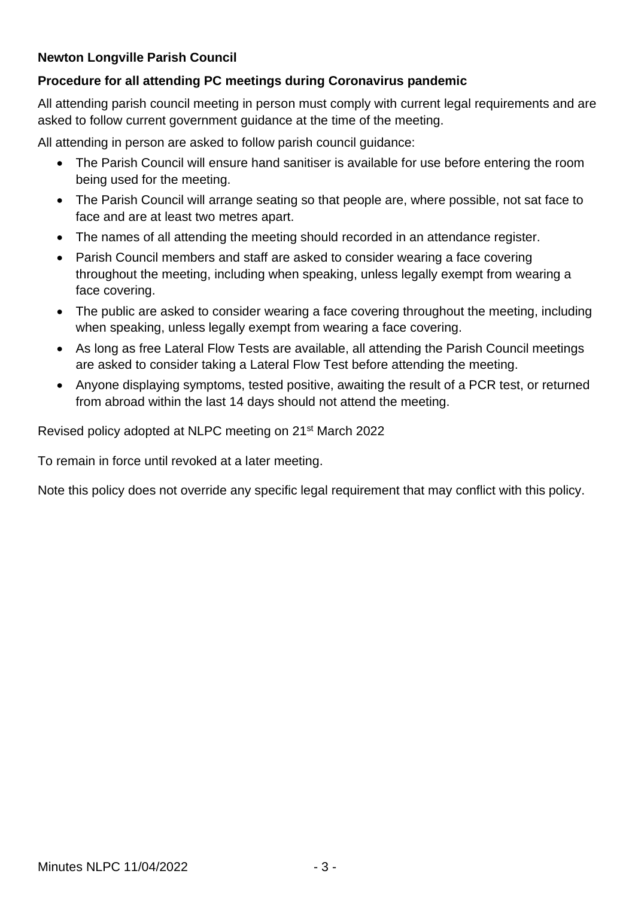**Newton Longville Parish Council**

**Procedure for all attending PC meetings during Coronavirus pandemic**

All attending parish council meeting in person must comply with current legal requirements and are asked to follow current government guidance at the time of the meeting.

All attending in person are asked to follow parish council guidance:

- The Parish Council will ensure hand sanitiser is available for use before entering the room being used for the meeting.
- The Parish Council will arrange seating so that people are, where possible, not sat face to face and are at least two metres apart.
- The names of all attending the meeting should recorded in an attendance register.
- Parish Council members and staff are asked to consider wearing a face covering throughout the meeting, including when speaking, unless legally exempt from wearing a face covering.
- The public are asked to consider wearing a face covering throughout the meeting, including when speaking, unless legally exempt from wearing a face covering.
- As long as free Lateral Flow Tests are available, all attending the Parish Council meetings are asked to consider taking a Lateral Flow Test before attending the meeting.
- Anyone displaying symptoms, tested positive, awaiting the result of a PCR test, or returned from abroad within the last 14 days should not attend the meeting.

Revised policy adopted at NLPC meeting on 21st March 2022

To remain in force until revoked at a later meeting.

Note this policy does not override any specific legal requirement that may conflict with this policy.